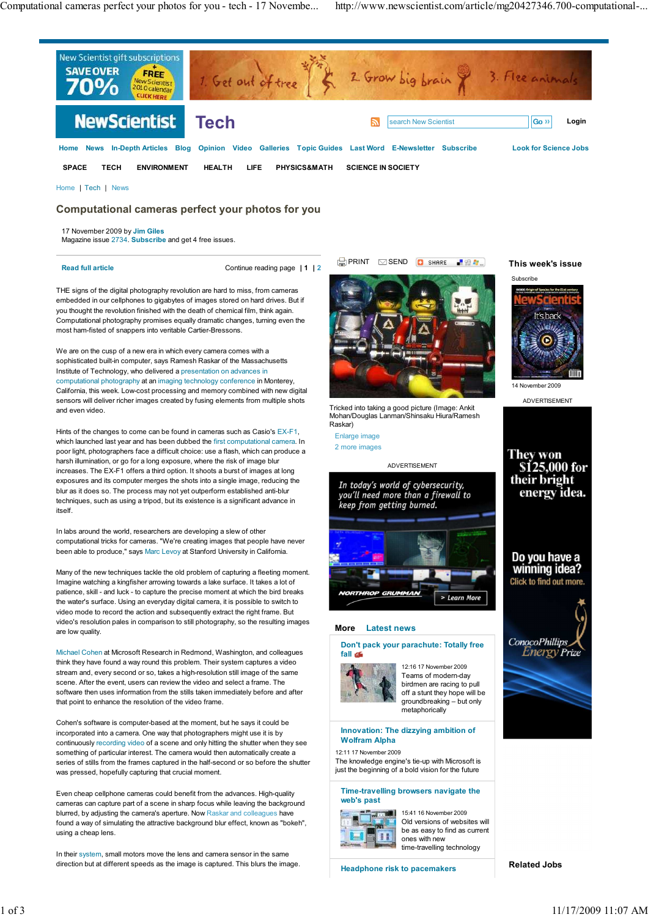# Computational cameras perfect your photos for you

17 November 2009 by Jim Giles
Magazine issue 2734. **Subscribe** and get 4 free issues.

THE signs of the digital photography revolution are hard to miss, from cameras embedded in our cellphones to gigabytes of images stored on hard drives. But if you thought the revolution finished with the death of chemical film, think again. Computational photography promises equally dramatic changes, turning even the most ham-fisted of snappers into veritable Cartier-Bressons.

We are on the cusp of a new era in which every camera comes with a sophisticated built-in computer, says Ramesh Raskar of the Massachusetts Institute of Technology, who delivered a presentation on advances in computational photography at an imaging technology conference in Monterey, California, this week. Low-cost processing and memory combined with new digital sensors will deliver richer images created by fusing elements from multiple shots and even video.

Hints of the changes to come can be found in cameras such as Casio's EX-F1, which launched last year and has been dubbed the first computational camera. In poor light, photographers face a difficult choice: use a flash, which can produce a harsh illumination, or go for a long exposure, where the risk of image blur increases. The EX-F1 offers a third option. It shoots a burst of images at long exposures and its computer merges the shots into a single image, reducing the blur as it does so. The process may not yet outperform established anti-blur techniques, such as using a tripod, but its existence is a significant advance in itself.

In labs around the world, researchers are developing a slew of other computational tricks for cameras. "We're creating images that people have never been able to produce," says Marc Levoy at Stanford University in California.

Many of the new techniques tackle the old problem of capturing a fleeting moment. Imagine watching a kingfisher arrowing towards a lake surface. It takes a lot of patience, skill - and luck - to capture the precise moment at which the bird breaks the water's surface. Using an everyday digital camera, it is possible to switch to video mode to record the action and subsequently extract the right frame. But video's resolution pales in comparison to still photography, so the resulting images are low quality.

Michael Cohen at Microsoft Research in Redmond, Washington, and colleagues think they have found a way round this problem. Their system captures a video stream and, every second or so, takes a high-resolution still image of the same scene. After the event, users can review the video and select a frame. The software then uses information from the stills taken immediately before and after that point to enhance the resolution of the video frame.

Cohen's software is computer-based at the moment, but he says it could be incorporated into a camera. One way that photographers might use it is by continuously recording video of a scene and only hitting the shutter when they see something of particular interest. The camera would then automatically create a series of stills from the frames captured in the half-second or so before the shutter was pressed, hopefully capturing that crucial moment.

Even cheap cellphone cameras could benefit from the advances. High-quality cameras can capture part of a scene in sharp focus while leaving the background blurred, by adjusting the camera's aperture. Now Raskar and colleagues have found a way of simulating the attractive background blur effect, known as "bokeh", using a cheap lens.

In their system, small motors move the lens and camera sensor in the same direction but at different speeds as the image is captured. This blurs the image.

Tricked into taking a good picture (Image: Ankit Mohan/Douglas Lanman/Shinsaku Hiura/Ramesh Raskar)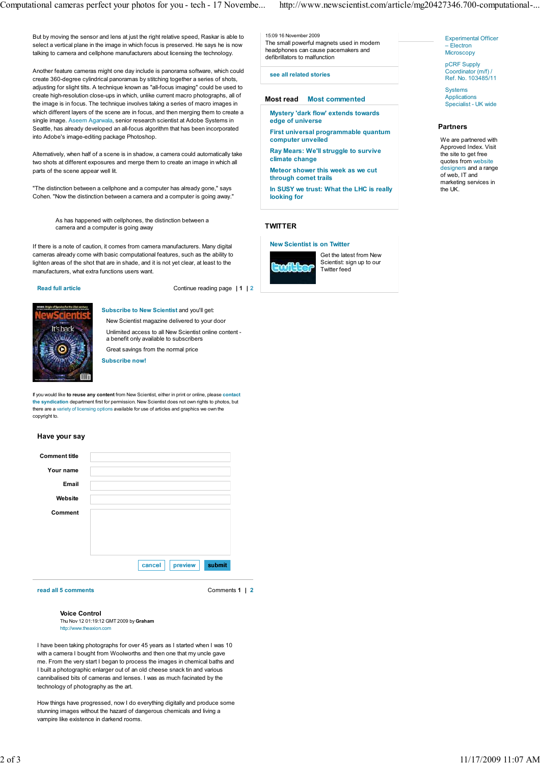But by moving the sensor and lens at just the right relative speed, Raskar is able to select a vertical plane in the image in which focus is preserved. He says he is now talking to camera and cellphone manufacturers about licensing the technology.

Another feature cameras might one day include is panorama software, which could create 360-degree cylindrical panoramas by stitching together a series of shots, adjusting for slight tilts. A technique known as "all-focus imaging" could be used to create high-resolution close-ups in which, unlike current macro photographs, all of the image is in focus. The technique involves taking a series of macro images in which different layers of the scene are in focus, and then merging them to create a single image. Aseem Agarwala, senior research scientist at Adobe Systems in Seattle, has already developed an all-focus algorithm that has been incorporated into Adobe's image-editing package Photoshop.

Alternatively, when half of a scene is in shadow, a camera could automatically take two shots at different exposures and merge them to create an image in which all parts of the scene appear well lit.

"The distinction between a cellphone and a computer has already gone," says Cohen. "Now the distinction between a camera and a computer is going away."

> As has happened with cellphones, the distinction between a camera and a computer is going away

If there is a note of caution, it comes from camera manufacturers. Many digital cameras already come with basic computational features, such as the ability to lighten areas of the shot that are in shade, and it is not yet clear, at least to the manufacturers, what extra functions users want.

**Read full article**

Continue reading page | **1** | 2

**Subscribe to New Scientist** and you'll get:

- New Scientist magazine delivered to your door
- Unlimited access to all New Scientist online content - a benefit only available to subscribers
- Great savings from the normal price

**Subscribe now!**

If you would like **to reuse any content** from New Scientist, either in print or online, please **contact the syndication** department first for permission. New Scientist does not own rights to photos, but there are a variety of licensing options available for use of articles and graphics we own the copyright to.

## Have your say

Comment title

Your name

Email

Website

Comment

cancel | preview | submit

**read all 5 comments**

Comments **1** | 2

### Voice Control

Thu Nov 12 01:19:12 GMT 2009 by **Graham**

http://www.theaxion.com

I have been taking photographs for over 45 years as I started when I was 10 with a camera I bought from Woolworths and then one that my uncle gave me. From the very start I began to process the images in chemical baths and I built a photographic enlarger out of an old cheese snack tin and various cannibalised bits of cameras and lenses. I was as much facinated by the technology of photography as the art.

How things have progressed, now I do everything digitally and produce some stunning images without the hazard of dangerous chemicals and living a vampire like existence in darkend rooms.

---

15:09 16 November 2009

The small powerful magnets used in modern headphones can cause pacemakers and defibrillators to malfunction

**see all related stories**

**Most read** | **Most commented**

- **Mystery 'dark flow' extends towards edge of universe**
- **First universal programmable quantum computer unveiled**
- **Ray Mears: We'll struggle to survive climate change**
- **Meteor shower this week as we cut through comet trails**
- **In SUSY we trust: What the LHC is really looking for**

**TWITTER**

**New Scientist is on Twitter**

Get the latest from New Scientist: sign up to our Twitter feed

---

Experimental Officer – Electron Microscopy

pCRF Supply Coordinator (m/f) / Ref. No. 103485/11

Systems Applications Specialist - UK wide

**Partners**

We are partnered with Approved Index. Visit the site to get free quotes from website designers and a range of web, IT and marketing services in the UK.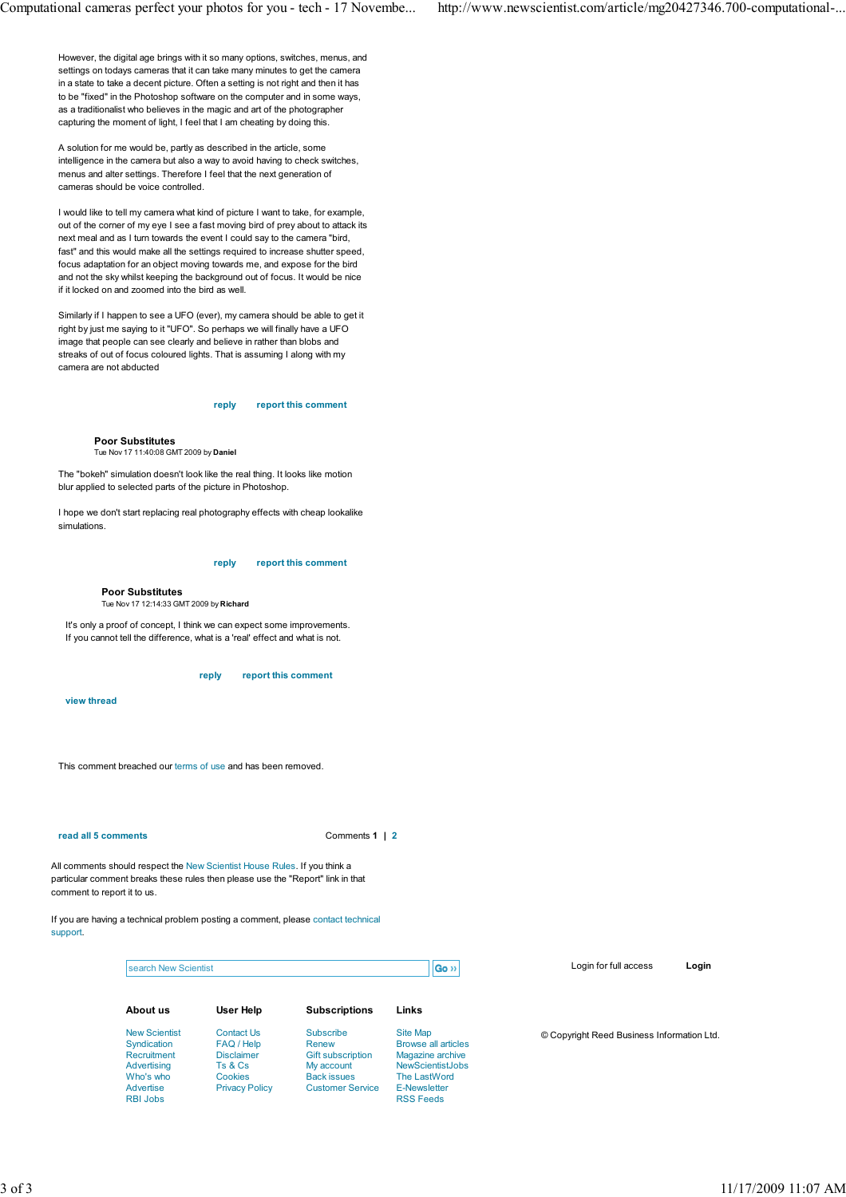However, the digital age brings with it so many options, switches, menus, and settings on todays cameras that it can take many minutes to get the camera in a state to take a decent picture. Often a setting is not right and then it has to be "fixed" in the Photoshop software on the computer and in some ways, as a traditionalist who believes in the magic and art of the photographer capturing the moment of light, I feel that I am cheating by doing this.

A solution for me would be, partly as described in the article, some intelligence in the camera but also a way to avoid having to check switches, menus and alter settings. Therefore I feel that the next generation of cameras should be voice controlled.

I would like to tell my camera what kind of picture I want to take, for example, out of the corner of my eye I see a fast moving bird of prey about to attack its next meal and as I turn towards the event I could say to the camera "bird, fast" and this would make all the settings required to increase shutter speed, focus adaptation for an object moving towards me, and expose for the bird and not the sky whilst keeping the background out of focus. It would be nice if it locked on and zoomed into the bird as well.

Similarly if I happen to see a UFO (ever), my camera should be able to get it right by just me saying to it "UFO". So perhaps we will finally have a UFO image that people can see clearly and believe in rather than blobs and streaks of out of focus coloured lights. That is assuming I along with my camera are not abducted

reply report this comment

**Poor Substitutes**
Tue Nov 17 11:40:08 GMT 2009 by **Daniel**

The "bokeh" simulation doesn't look like the real thing. It looks like motion blur applied to selected parts of the picture in Photoshop.

I hope we don't start replacing real photography effects with cheap lookalike simulations.

reply report this comment

**Poor Substitutes**
Tue Nov 17 12:14:33 GMT 2009 by **Richard**

It's only a proof of concept, I think we can expect some improvements.
If you cannot tell the difference, what is a 'real' effect and what is not.

reply report this comment

view thread

This comment breached our terms of use and has been removed.

read all 5 comments

Comments **1** | 2

All comments should respect the New Scientist House Rules. If you think a particular comment breaks these rules then please use the "Report" link in that comment to report it to us.

If you are having a technical problem posting a comment, please contact technical support.

search New Scientist Go ››

Login for full access **Login**

| **About us** | **User Help** | **Subscriptions** | **Links** |
| --- | --- | --- | --- |
| New Scientist | Contact Us | Subscribe | Site Map |
| Syndication | FAQ / Help | Renew | Browse all articles |
| Recruitment | Disclaimer | Gift subscription | Magazine archive |
| Advertising | Ts & Cs | My account | NewScientistJobs |
| Who's who | Cookies | Back issues | The LastWord |
| Advertise | Privacy Policy | Customer Service | E-Newsletter |
| RBI Jobs | | | RSS Feeds |

© Copyright Reed Business Information Ltd.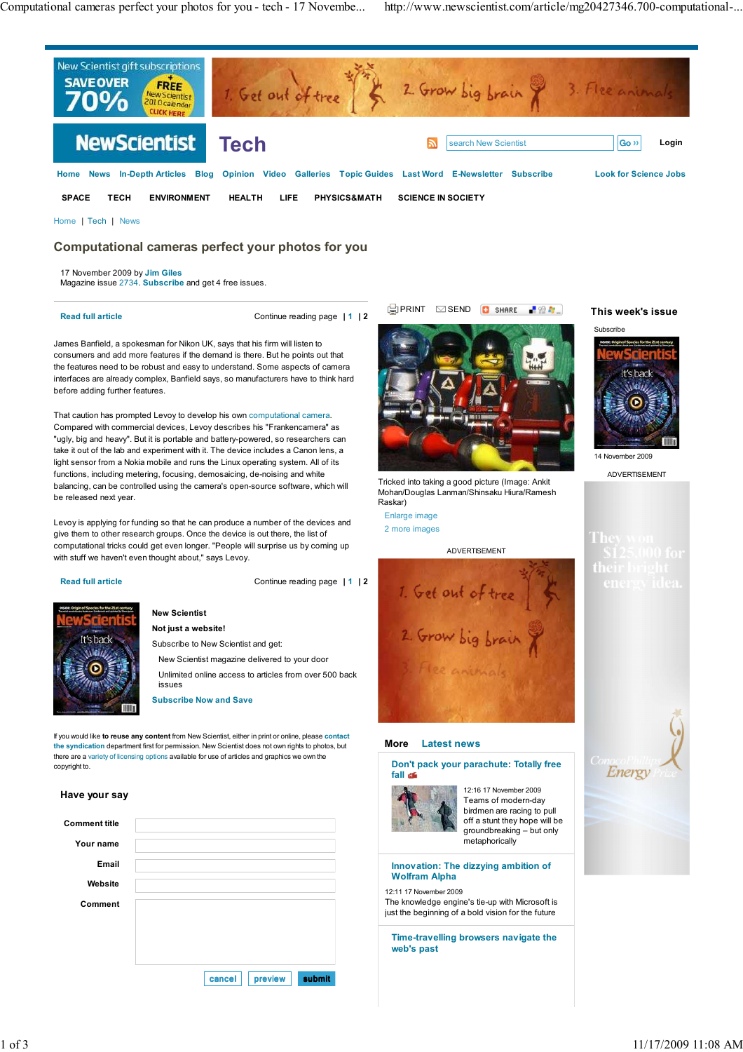# Computational cameras perfect your photos for you

17 November 2009 by **Jim Giles**
Magazine issue 2734. **Subscribe** and get 4 free issues.

**Read full article** — Continue reading page | 1 | 2

James Banfield, a spokesman for Nikon UK, says that his firm will listen to consumers and add more features if the demand is there. But he points out that the features need to be robust and easy to understand. Some aspects of camera interfaces are already complex, Banfield says, so manufacturers have to think hard before adding further features.

That caution has prompted Levoy to develop his own computational camera. Compared with commercial devices, Levoy describes his "Frankencamera" as "ugly, big and heavy". But it is portable and battery-powered, so researchers can take it out of the lab and experiment with it. The device includes a Canon lens, a light sensor from a Nokia mobile and runs the Linux operating system. All of its functions, including metering, focusing, demosaicing, de-noising and white balancing, can be controlled using the camera's open-source software, which will be released next year.

Levoy is applying for funding so that he can produce a number of the devices and give them to other research groups. Once the device is out there, the list of computational tricks could get even longer. "People will surprise us by coming up with stuff we haven't even thought about," says Levoy.

**Read full article** — Continue reading page | 1 | 2

Tricked into taking a good picture (Image: Ankit Mohan/Douglas Lanman/Shinsaku Hiura/Ramesh Raskar)

Enlarge image
2 more images

**New Scientist**

**Not just a website!**

Subscribe to New Scientist and get:

- New Scientist magazine delivered to your door
- Unlimited online access to articles from over 500 back issues

**Subscribe Now and Save**

If you would like **to reuse any content** from New Scientist, either in print or online, please **contact the syndication** department first for permission. New Scientist does not own rights to photos, but there are a variety of licensing options available for use of articles and graphics we own the copyright to.

## Have your say

Comment title
Your name
Email
Website
Comment

cancel | preview | submit

## More Latest news

**Don't pack your parachute: Totally free fall**

12:16 17 November 2009
Teams of modern-day birdmen are racing to pull off a stunt they hope will be groundbreaking – but only metaphorically

**Innovation: The dizzying ambition of Wolfram Alpha**

12:11 17 November 2009
The knowledge engine's tie-up with Microsoft is just the beginning of a bold vision for the future

**Time-travelling browsers navigate the web's past**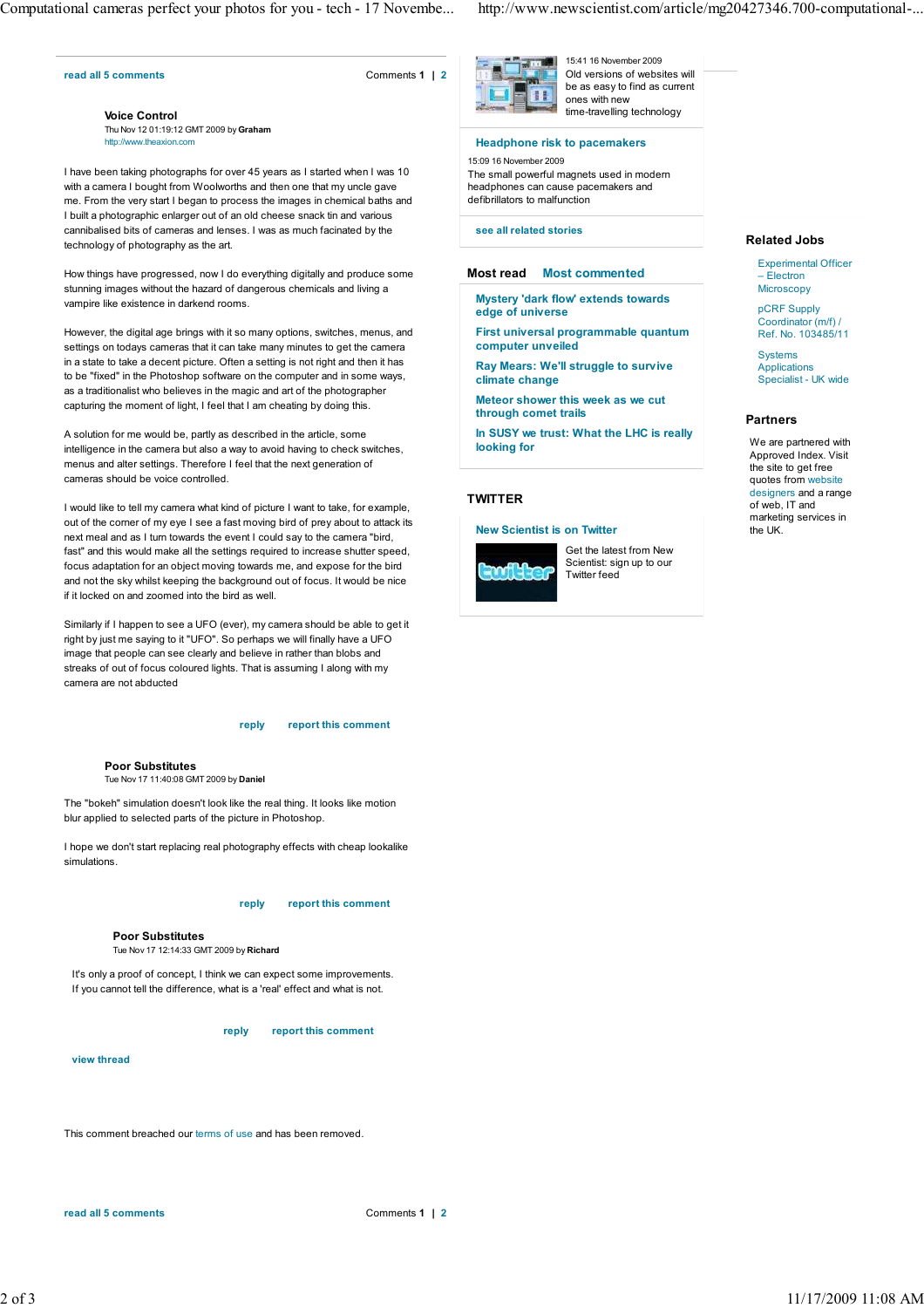read all 5 comments

Comments **1** | 2

### Voice Control

Thu Nov 12 01:19:12 GMT 2009 by **Graham**

http://www.theaxion.com

I have been taking photographs for over 45 years as I started when I was 10 with a camera I bought from Woolworths and then one that my uncle gave me. From the very start I began to process the images in chemical baths and I built a photographic enlarger out of an old cheese snack tin and various cannibalised bits of cameras and lenses. I was as much facinated by the technology of photography as the art.

How things have progressed, now I do everything digitally and produce some stunning images without the hazard of dangerous chemicals and living a vampire like existence in darkend rooms.

However, the digital age brings with it so many options, switches, menus, and settings on todays cameras that it can take many minutes to get the camera in a state to take a decent picture. Often a setting is not right and then it has to be "fixed" in the Photoshop software on the computer and in some ways, as a traditionalist who believes in the magic and art of the photographer capturing the moment of light, I feel that I am cheating by doing this.

A solution for me would be, partly as described in the article, some intelligence in the camera but also a way to avoid having to check switches, menus and alter settings. Therefore I feel that the next generation of cameras should be voice controlled.

I would like to tell my camera what kind of picture I want to take, for example, out of the corner of my eye I see a fast moving bird of prey about to attack its next meal and as I turn towards the event I could say to the camera "bird, fast" and this would make all the settings required to increase shutter speed, focus adaptation for an object moving towards me, and expose for the bird and not the sky whilst keeping the background out of focus. It would be nice if it locked on and zoomed into the bird as well.

Similarly if I happen to see a UFO (ever), my camera should be able to get it right by just me saying to it "UFO". So perhaps we will finally have a UFO image that people can see clearly and believe in rather than blobs and streaks of out of focus coloured lights. That is assuming I along with my camera are not abducted

reply report this comment

### Poor Substitutes

Tue Nov 17 11:40:08 GMT 2009 by **Daniel**

The "bokeh" simulation doesn't look like the real thing. It looks like motion blur applied to selected parts of the picture in Photoshop.

I hope we don't start replacing real photography effects with cheap lookalike simulations.

reply report this comment

### Poor Substitutes

Tue Nov 17 12:14:33 GMT 2009 by **Richard**

It's only a proof of concept, I think we can expect some improvements. If you cannot tell the difference, what is a 'real' effect and what is not.

reply report this comment

view thread

This comment breached our terms of use and has been removed.

read all 5 comments

Comments **1** | 2

15:41 16 November 2009
Old versions of websites will be as easy to find as current ones with new time-travelling technology

**Headphone risk to pacemakers**

15:09 16 November 2009
The small powerful magnets used in modern headphones can cause pacemakers and defibrillators to malfunction

see all related stories

**Most read** Most commented

- Mystery 'dark flow' extends towards edge of universe
- First universal programmable quantum computer unveiled
- Ray Mears: We'll struggle to survive climate change
- Meteor shower this week as we cut through comet trails
- In SUSY we trust: What the LHC is really looking for

## TWITTER

**New Scientist is on Twitter**

Get the latest from New Scientist: sign up to our Twitter feed

## Related Jobs

- Experimental Officer – Electron Microscopy
- pCRF Supply Coordinator (m/f) / Ref. No. 103485/11
- Systems Applications Specialist - UK wide

## Partners

We are partnered with Approved Index. Visit the site to get free quotes from website designers and a range of web, IT and marketing services in the UK.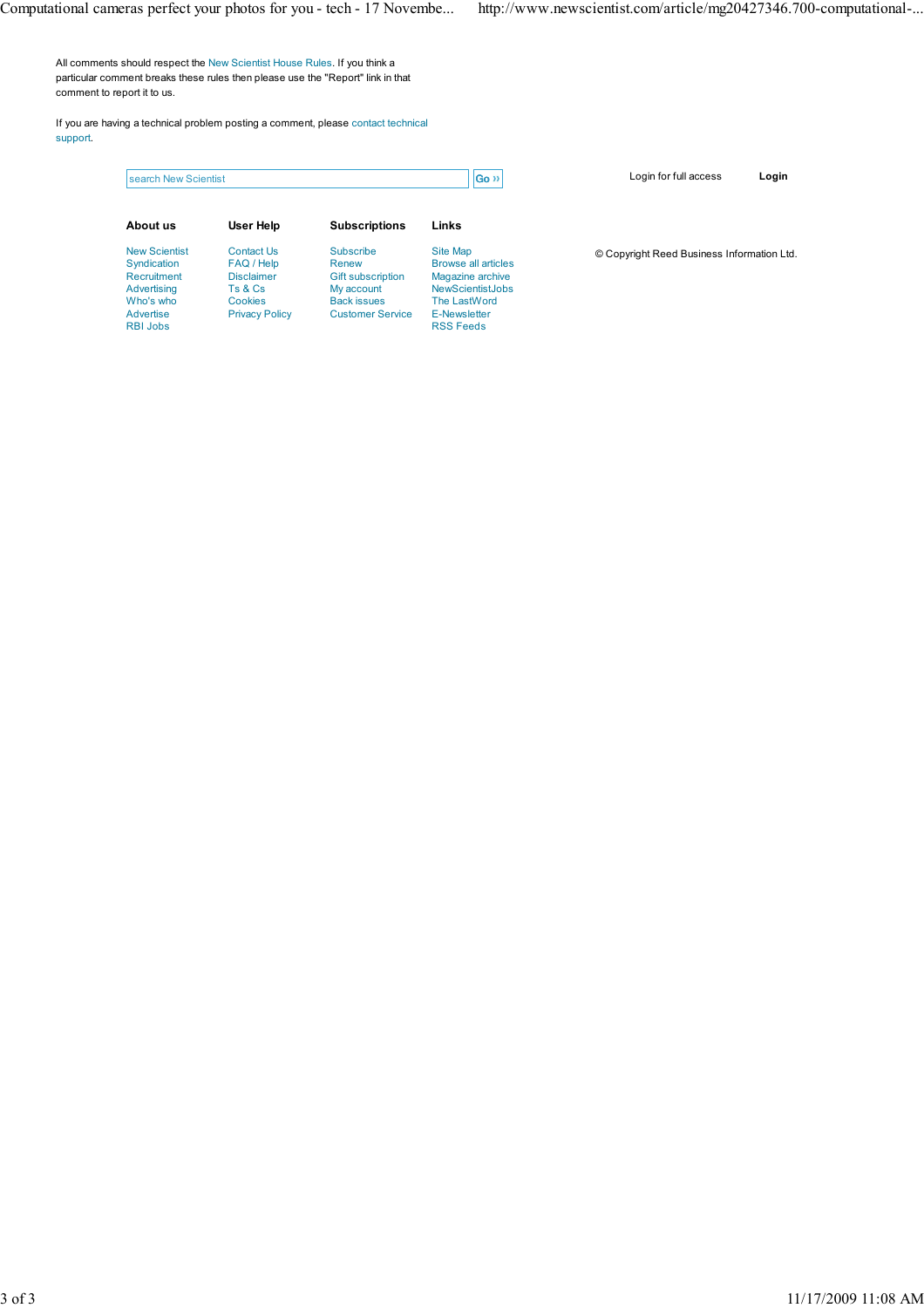All comments should respect the New Scientist House Rules. If you think a particular comment breaks these rules then please use the "Report" link in that comment to report it to us.

If you are having a technical problem posting a comment, please contact technical support.

search New Scientist Go ››

Login for full access Login

| About us | User Help | Subscriptions | Links |
|---|---|---|---|
| New Scientist | Contact Us | Subscribe | Site Map |
| Syndication | FAQ / Help | Renew | Browse all articles |
| Recruitment | Disclaimer | Gift subscription | Magazine archive |
| Advertising | Ts & Cs | My account | NewScientistJobs |
| Who's who | Cookies | Back issues | The LastWord |
| Advertise | Privacy Policy | Customer Service | E-Newsletter |
| RBI Jobs | | | RSS Feeds |

© Copyright Reed Business Information Ltd.